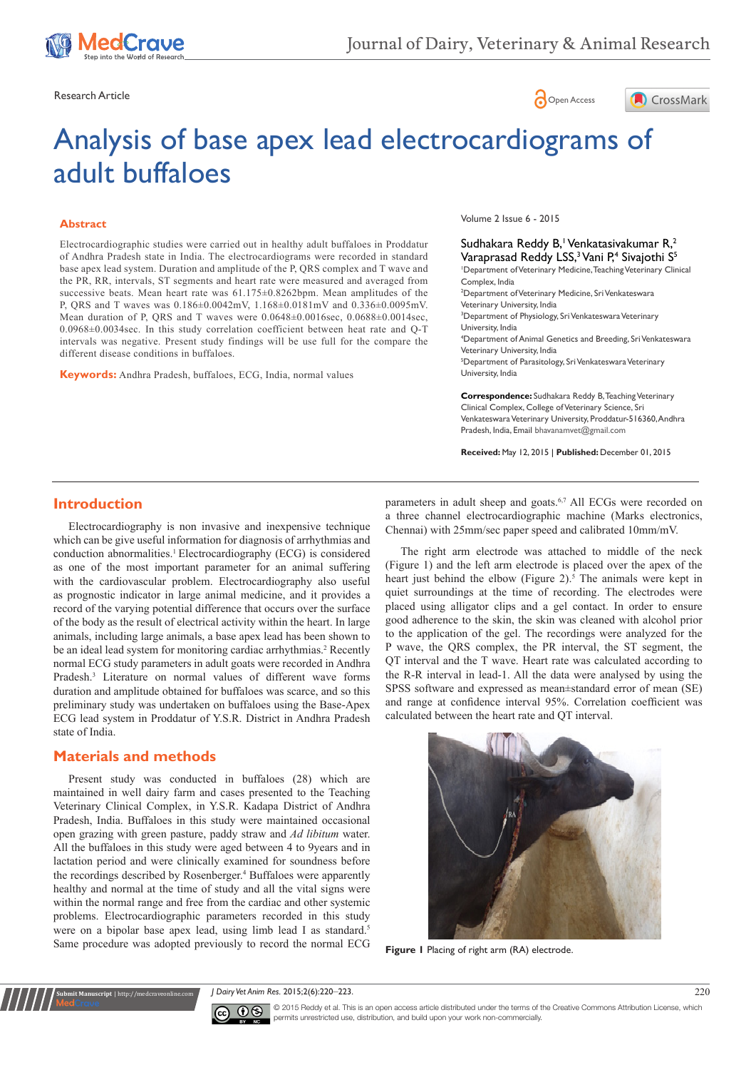Research Article

# Analysis of base apex lead electrocardiograms of adult buffaloes

Volume 2 Issue 6 - 2015

Sudhakara Reddy B,[1] Venkatasivakumar R,[2] Varaprasad Reddy LSS,[3] Vani P,[4] Sivajothi S[5]

[1]Department of Veterinary Medicine, Teaching Veterinary Clinical Complex, India
[2]Department of Veterinary Medicine, Sri Venkateswara Veterinary University, India
[3]Department of Physiology, Sri Venkateswara Veterinary University, India
[4]Department of Animal Genetics and Breeding, Sri Venkateswara Veterinary University, India
[5]Department of Parasitology, Sri Venkateswara Veterinary University, India

**Correspondence:** Sudhakara Reddy B, Teaching Veterinary Clinical Complex, College of Veterinary Science, Sri Venkateswara Veterinary University, Proddatur-516360, Andhra Pradesh, India, Email bhavanamvet@gmail.com

**Received:** May 12, 2015 | **Published:** December 01, 2015

## Abstract

Electrocardiographic studies were carried out in healthy adult buffaloes in Proddatur of Andhra Pradesh state in India. The electrocardiograms were recorded in standard base apex lead system. Duration and amplitude of the P, QRS complex and T wave and the PR, RR, intervals, ST segments and heart rate were measured and averaged from successive beats. Mean heart rate was 61.175±0.8262bpm. Mean amplitudes of the P, QRS and T waves was 0.186±0.0042mV, 1.168±0.0181mV and 0.336±0.0095mV. Mean duration of P, QRS and T waves were 0.0648±0.0016sec, 0.0688±0.0014sec, 0.0968±0.0034sec. In this study correlation coefficient between heat rate and Q-T intervals was negative. Present study findings will be use full for the compare the different disease conditions in buffaloes.

**Keywords:** Andhra Pradesh, buffaloes, ECG, India, normal values

## Introduction

Electrocardiography is non invasive and inexpensive technique which can be give useful information for diagnosis of arrhythmias and conduction abnormalities.[1] Electrocardiography (ECG) is considered as one of the most important parameter for an animal suffering with the cardiovascular problem. Electrocardiography also useful as prognostic indicator in large animal medicine, and it provides a record of the varying potential difference that occurs over the surface of the body as the result of electrical activity within the heart. In large animals, including large animals, a base apex lead has been shown to be an ideal lead system for monitoring cardiac arrhythmias.[2] Recently normal ECG study parameters in adult goats were recorded in Andhra Pradesh.[3] Literature on normal values of different wave forms duration and amplitude obtained for buffaloes was scarce, and so this preliminary study was undertaken on buffaloes using the Base-Apex ECG lead system in Proddatur of Y.S.R. District in Andhra Pradesh state of India.

## Materials and methods

Present study was conducted in buffaloes (28) which are maintained in well dairy farm and cases presented to the Teaching Veterinary Clinical Complex, in Y.S.R. Kadapa District of Andhra Pradesh, India. Buffaloes in this study were maintained occasional open grazing with green pasture, paddy straw and *Ad libitum* water. All the buffaloes in this study were aged between 4 to 9years and in lactation period and were clinically examined for soundness before the recordings described by Rosenberger.[4] Buffaloes were apparently healthy and normal at the time of study and all the vital signs were within the normal range and free from the cardiac and other systemic problems. Electrocardiographic parameters recorded in this study were on a bipolar base apex lead, using limb lead I as standard.[5] Same procedure was adopted previously to record the normal ECG parameters in adult sheep and goats.[6,7] All ECGs were recorded on a three channel electrocardiographic machine (Marks electronics, Chennai) with 25mm/sec paper speed and calibrated 10mm/mV.

The right arm electrode was attached to middle of the neck (Figure 1) and the left arm electrode is placed over the apex of the heart just behind the elbow (Figure 2).[5] The animals were kept in quiet surroundings at the time of recording. The electrodes were placed using alligator clips and a gel contact. In order to ensure good adherence to the skin, the skin was cleaned with alcohol prior to the application of the gel. The recordings were analyzed for the P wave, the QRS complex, the PR interval, the ST segment, the QT interval and the T wave. Heart rate was calculated according to the R-R interval in lead-1. All the data were analysed by using the SPSS software and expressed as mean±standard error of mean (SE) and range at confidence interval 95%. Correlation coefficient was calculated between the heart rate and QT interval.

**Figure 1** Placing of right arm (RA) electrode.

© 2015 Reddy et al. This is an open access article distributed under the terms of the Creative Commons Attribution License, which permits unrestricted use, distribution, and build upon your work non-commercially.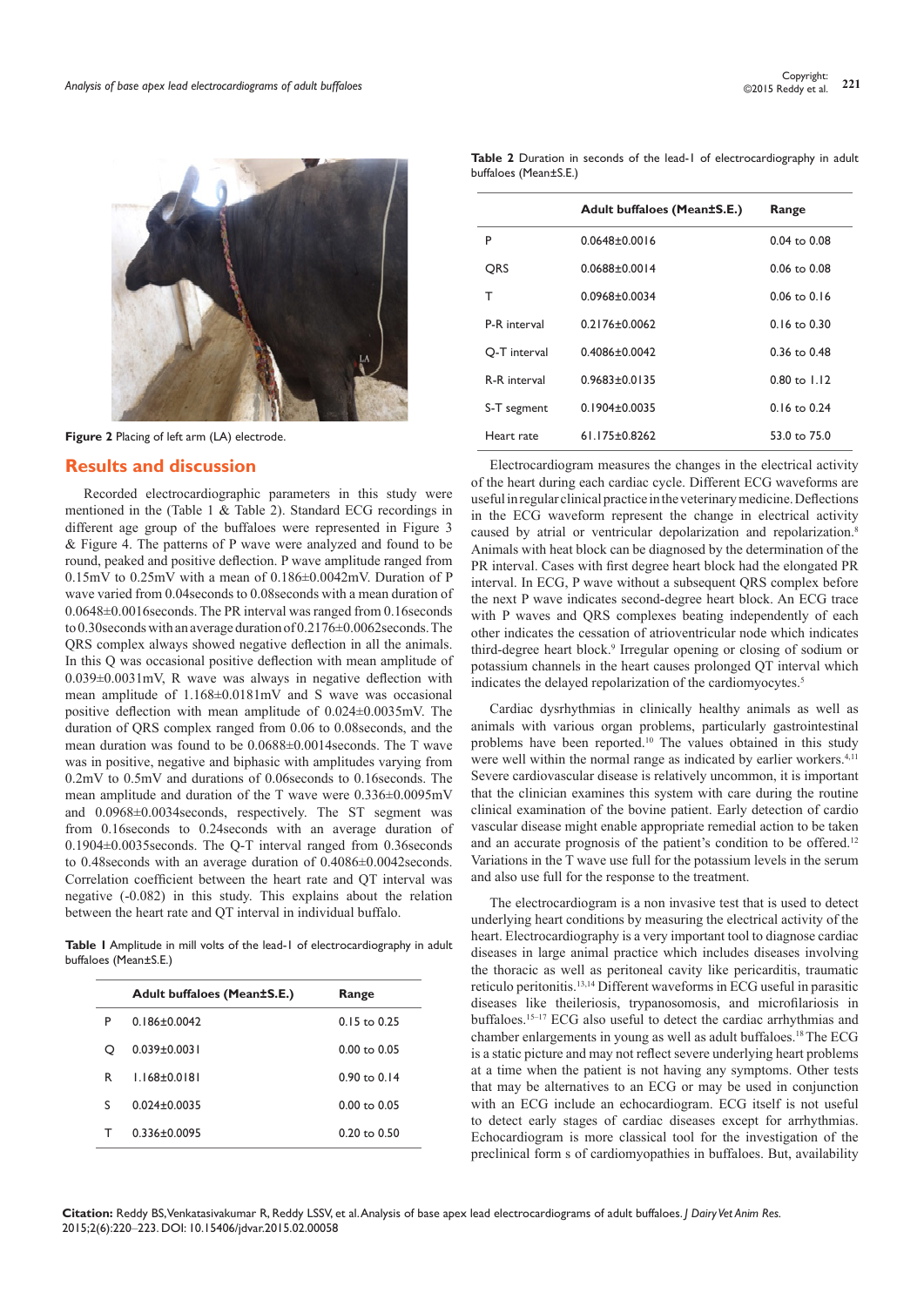Figure 2 Placing of left arm (LA) electrode.

## Results and discussion

Recorded electrocardiographic parameters in this study were mentioned in the (Table 1 & Table 2). Standard ECG recordings in different age group of the buffaloes were represented in Figure 3 & Figure 4. The patterns of P wave were analyzed and found to be round, peaked and positive deflection. P wave amplitude ranged from 0.15mV to 0.25mV with a mean of 0.186±0.0042mV. Duration of P wave varied from 0.04seconds to 0.08seconds with a mean duration of 0.0648±0.0016seconds. The PR interval was ranged from 0.16seconds to 0.30seconds with an average duration of 0.2176±0.0062seconds. The QRS complex always showed negative deflection in all the animals. In this Q was occasional positive deflection with mean amplitude of 0.039±0.0031mV, R wave was always in negative deflection with mean amplitude of 1.168±0.0181mV and S wave was occasional positive deflection with mean amplitude of 0.024±0.0035mV. The duration of QRS complex ranged from 0.06 to 0.08seconds, and the mean duration was found to be 0.0688±0.0014seconds. The T wave was in positive, negative and biphasic with amplitudes varying from 0.2mV to 0.5mV and durations of 0.06seconds to 0.16seconds. The mean amplitude and duration of the T wave were 0.336±0.0095mV and 0.0968±0.0034seconds, respectively. The ST segment was from 0.16seconds to 0.24seconds with an average duration of 0.1904±0.0035seconds. The Q-T interval ranged from 0.36seconds to 0.48seconds with an average duration of 0.4086±0.0042seconds. Correlation coefficient between the heart rate and QT interval was negative (-0.082) in this study. This explains about the relation between the heart rate and QT interval in individual buffalo.

**Table 1** Amplitude in mill volts of the lead-1 of electrocardiography in adult buffaloes (Mean±S.E.)

| | Adult buffaloes (Mean±S.E.) | Range |
|---|---|---|
| P | 0.186±0.0042 | 0.15 to 0.25 |
| Q | 0.039±0.0031 | 0.00 to 0.05 |
| R | 1.168±0.0181 | 0.90 to 0.14 |
| S | 0.024±0.0035 | 0.00 to 0.05 |
| T | 0.336±0.0095 | 0.20 to 0.50 |

**Table 2** Duration in seconds of the lead-1 of electrocardiography in adult buffaloes (Mean±S.E.)

| | Adult buffaloes (Mean±S.E.) | Range |
|---|---|---|
| P | 0.0648±0.0016 | 0.04 to 0.08 |
| QRS | 0.0688±0.0014 | 0.06 to 0.08 |
| T | 0.0968±0.0034 | 0.06 to 0.16 |
| P-R interval | 0.2176±0.0062 | 0.16 to 0.30 |
| Q-T interval | 0.4086±0.0042 | 0.36 to 0.48 |
| R-R interval | 0.9683±0.0135 | 0.80 to 1.12 |
| S-T segment | 0.1904±0.0035 | 0.16 to 0.24 |
| Heart rate | 61.175±0.8262 | 53.0 to 75.0 |

Electrocardiogram measures the changes in the electrical activity of the heart during each cardiac cycle. Different ECG waveforms are useful in regular clinical practice in the veterinary medicine. Deflections in the ECG waveform represent the change in electrical activity caused by atrial or ventricular depolarization and repolarization.[8] Animals with heat block can be diagnosed by the determination of the PR interval. Cases with first degree heart block had the elongated PR interval. In ECG, P wave without a subsequent QRS complex before the next P wave indicates second-degree heart block. An ECG trace with P waves and QRS complexes beating independently of each other indicates the cessation of atrioventricular node which indicates third-degree heart block.[9] Irregular opening or closing of sodium or potassium channels in the heart causes prolonged QT interval which indicates the delayed repolarization of the cardiomyocytes.[5]

Cardiac dysrhythmias in clinically healthy animals as well as animals with various organ problems, particularly gastrointestinal problems have been reported.[10] The values obtained in this study were well within the normal range as indicated by earlier workers.[4,11] Severe cardiovascular disease is relatively uncommon, it is important that the clinician examines this system with care during the routine clinical examination of the bovine patient. Early detection of cardio vascular disease might enable appropriate remedial action to be taken and an accurate prognosis of the patient's condition to be offered.[12] Variations in the T wave use full for the potassium levels in the serum and also use full for the response to the treatment.

The electrocardiogram is a non invasive test that is used to detect underlying heart conditions by measuring the electrical activity of the heart. Electrocardiography is a very important tool to diagnose cardiac diseases in large animal practice which includes diseases involving the thoracic as well as peritoneal cavity like pericarditis, traumatic reticulo peritonitis.[13,14] Different waveforms in ECG useful in parasitic diseases like theileriosis, trypanosomosis, and microfilariosis in buffaloes.[15–17] ECG also useful to detect the cardiac arrhythmias and chamber enlargements in young as well as adult buffaloes.[18] The ECG is a static picture and may not reflect severe underlying heart problems at a time when the patient is not having any symptoms. Other tests that may be alternatives to an ECG or may be used in conjunction with an ECG include an echocardiogram. ECG itself is not useful to detect early stages of cardiac diseases except for arrhythmias. Echocardiogram is more classical tool for the investigation of the preclinical form s of cardiomyopathies in buffaloes. But, availability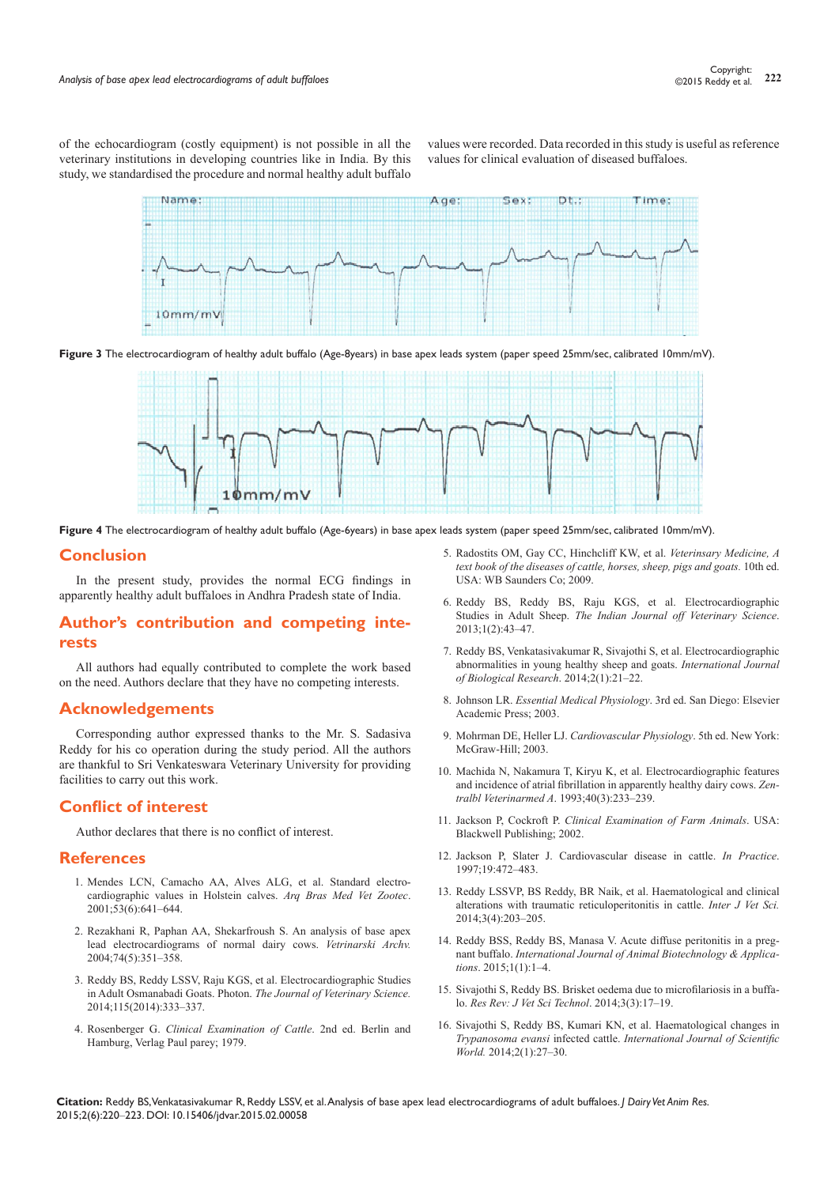of the echocardiogram (costly equipment) is not possible in all the veterinary institutions in developing countries like in India. By this study, we standardised the procedure and normal healthy adult buffalo values were recorded. Data recorded in this study is useful as reference values for clinical evaluation of diseased buffaloes.

**Figure 3** The electrocardiogram of healthy adult buffalo (Age-8years) in base apex leads system (paper speed 25mm/sec, calibrated 10mm/mV).

**Figure 4** The electrocardiogram of healthy adult buffalo (Age-6years) in base apex leads system (paper speed 25mm/sec, calibrated 10mm/mV).

## Conclusion

In the present study, provides the normal ECG findings in apparently healthy adult buffaloes in Andhra Pradesh state of India.

## Author's contribution and competing interests

All authors had equally contributed to complete the work based on the need. Authors declare that they have no competing interests.

## Acknowledgements

Corresponding author expressed thanks to the Mr. S. Sadasiva Reddy for his co operation during the study period. All the authors are thankful to Sri Venkateswara Veterinary University for providing facilities to carry out this work.

## Conflict of interest

Author declares that there is no conflict of interest.

## References

1. Mendes LCN, Camacho AA, Alves ALG, et al. Standard electrocardiographic values in Holstein calves. *Arq Bras Med Vet Zootec*. 2001;53(6):641–644.
2. Rezakhani R, Paphan AA, Shekarfroush S. An analysis of base apex lead electrocardiograms of normal dairy cows. *Vetrinarski Archv.* 2004;74(5):351–358.
3. Reddy BS, Reddy LSSV, Raju KGS, et al. Electrocardiographic Studies in Adult Osmanabadi Goats. Photon. *The Journal of Veterinary Science.* 2014;115(2014):333–337.
4. Rosenberger G. *Clinical Examination of Cattle*. 2nd ed. Berlin and Hamburg, Verlag Paul parey; 1979.
5. Radostits OM, Gay CC, Hinchcliff KW, et al. *Veterinsary Medicine, A text book of the diseases of cattle, horses, sheep, pigs and goats.* 10th ed. USA: WB Saunders Co; 2009.
6. Reddy BS, Reddy BS, Raju KGS, et al. Electrocardiographic Studies in Adult Sheep. *The Indian Journal off Veterinary Science*. 2013;1(2):43–47.
7. Reddy BS, Venkatasivakumar R, Sivajothi S, et al. Electrocardiographic abnormalities in young healthy sheep and goats. *International Journal of Biological Research*. 2014;2(1):21–22.
8. Johnson LR. *Essential Medical Physiology*. 3rd ed. San Diego: Elsevier Academic Press; 2003.
9. Mohrman DE, Heller LJ. *Cardiovascular Physiology*. 5th ed. New York: McGraw-Hill; 2003.
10. Machida N, Nakamura T, Kiryu K, et al. Electrocardiographic features and incidence of atrial fibrillation in apparently healthy dairy cows. *Zentralbl Veterinarmed A*. 1993;40(3):233–239.
11. Jackson P, Cockroft P. *Clinical Examination of Farm Animals*. USA: Blackwell Publishing; 2002.
12. Jackson P, Slater J. Cardiovascular disease in cattle. *In Practice*. 1997;19:472–483.
13. Reddy LSSVP, Reddy BS, BR Naik, et al. Haematological and clinical alterations with traumatic reticuloperitonitis in cattle. *Inter J Vet Sci.* 2014;3(4):203–205.
14. Reddy BSS, Reddy BS, Manasa V. Acute diffuse peritonitis in a pregnant buffalo. *International Journal of Animal Biotechnology & Applications*. 2015;1(1):1–4.
15. Sivajothi S, Reddy BS. Brisket oedema due to microfilariosis in a buffalo. *Res Rev: J Vet Sci Technol*. 2014;3(3):17–19.
16. Sivajothi S, Reddy BS, Kumari KN, et al. Haematological changes in *Trypanosoma evansi* infected cattle. *International Journal of Scientific World.* 2014;2(1):27–30.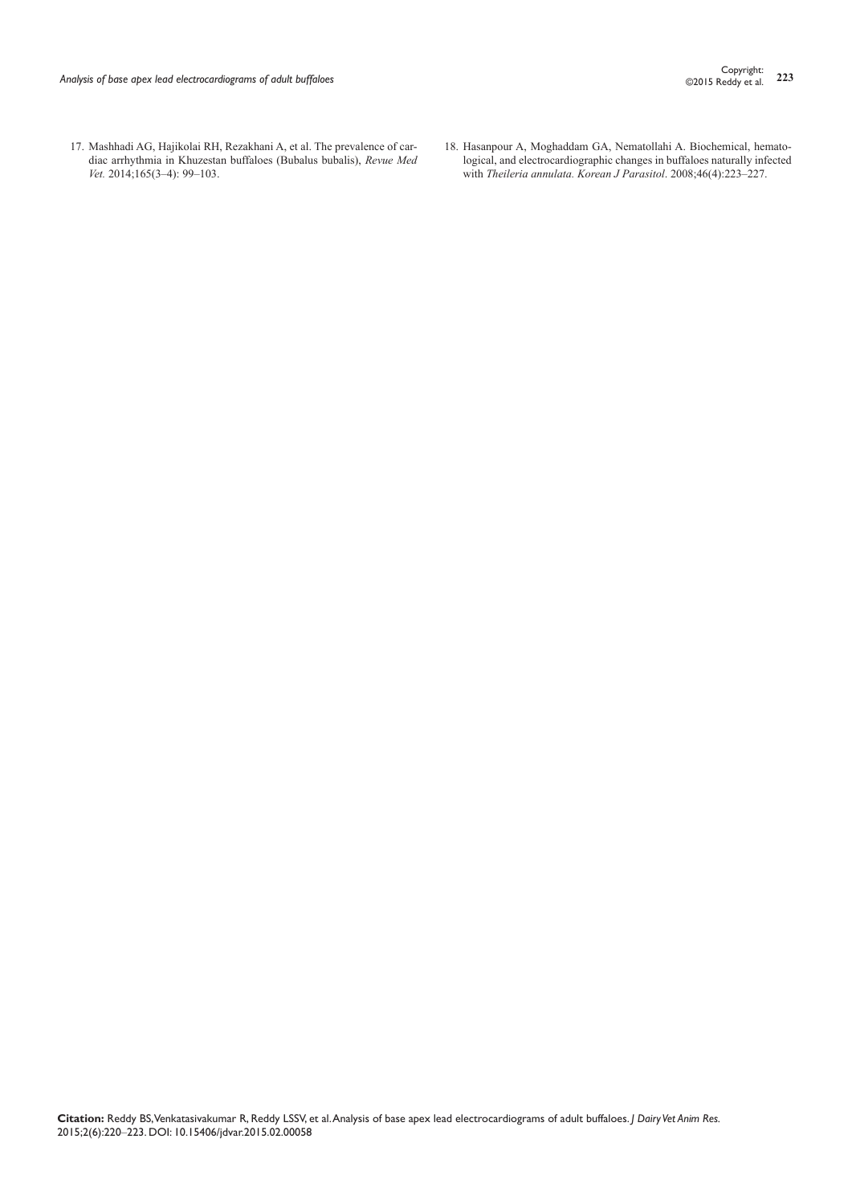17. Mashhadi AG, Hajikolai RH, Rezakhani A, et al. The prevalence of cardiac arrhythmia in Khuzestan buffaloes (Bubalus bubalis), *Revue Med Vet.* 2014;165(3–4): 99–103.

18. Hasanpour A, Moghaddam GA, Nematollahi A. Biochemical, hematological, and electrocardiographic changes in buffaloes naturally infected with *Theileria annulata*. *Korean J Parasitol*. 2008;46(4):223–227.

**Citation:** Reddy BS, Venkatasivakumar R, Reddy LSSV, et al. Analysis of base apex lead electrocardiograms of adult buffaloes. *J Dairy Vet Anim Res.* 2015;2(6):220–223. DOI: 10.15406/jdvar.2015.02.00058